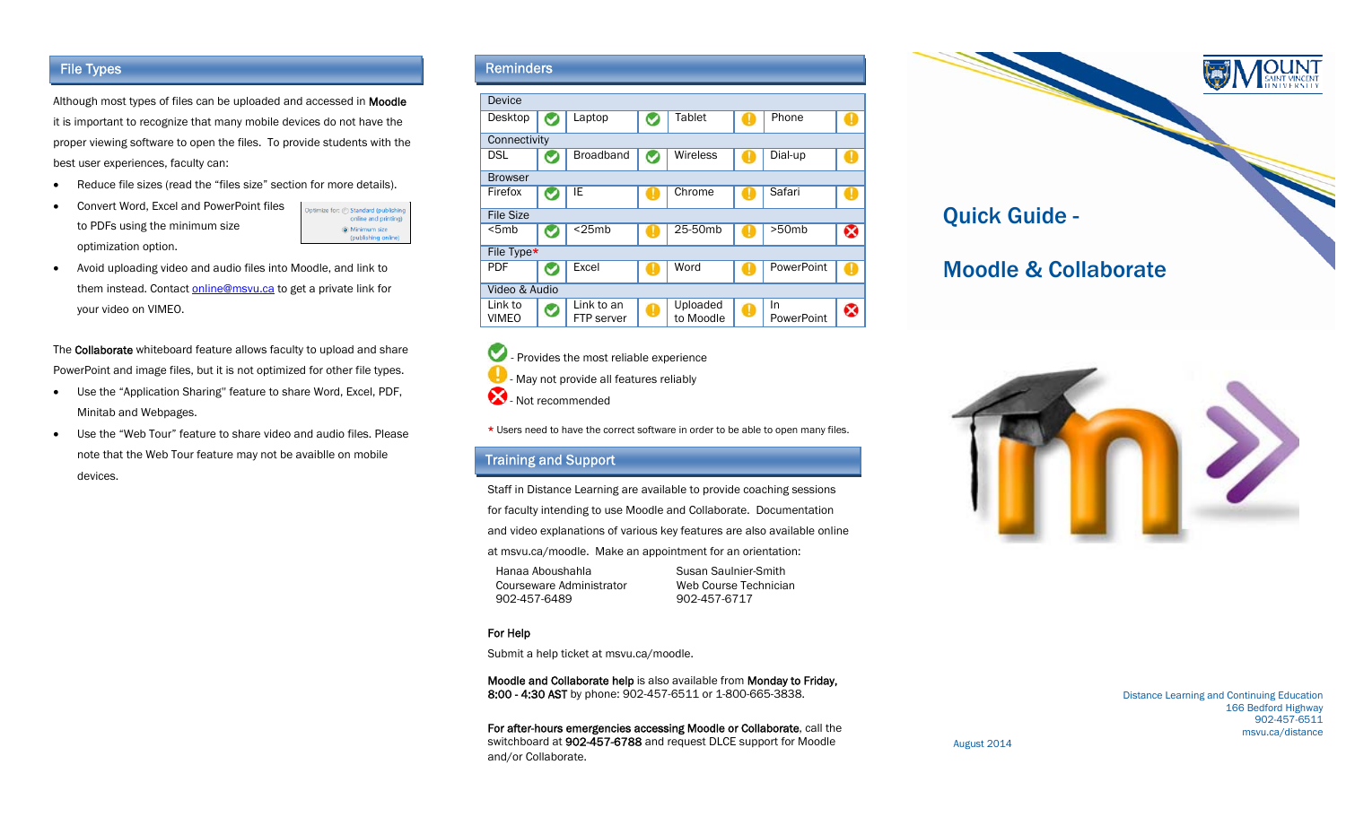## File Types

Although most types of files can be uploaded and accessed in **Moodle** it is important to recognize that many mobile devices do not have the proper viewing software to open the files. To provide students with the best user experiences, faculty can:

- Reduce file sizes (read the "files size" section for more details).
- Convert Word, Excel and PowerPoint files to PDFs using the minimum size optimization option.
- Avoid uploading video and audio files into Moodle, and link to them instead. Contact online@msvu.ca to get a private link for your video on VIMEO.

The **Collaborate** whiteboard feature allows faculty to upload and share PowerPoint and image files, but it is not optimized for other file types.

- Use the "Application Sharing" feature to share Word, Excel, PDF, Minitab and Webpages.
- Use the "Web Tour" feature to share video and audio files. Please note that the Web Tour feature may not be avaiblle on mobile devices.

## Reminders

| | | | | | | | |
|---|---|---|---|---|---|---|---|
| **Device** | | | | | | | |
| Desktop | ✔ | Laptop | ✔ | Tablet | ! | Phone | ! |
| **Connectivity** | | | | | | | |
| DSL | ✔ | Broadband | ✔ | Wireless | ! | Dial-up | ! |
| **Browser** | | | | | | | |
| Firefox | ✔ | IE | ! | Chrome | ! | Safari | ! |
| **File Size** | | | | | | | |
| <5mb | ✔ | <25mb | ! | 25-50mb | ! | >50mb | ✖ |
| **File Type*** | | | | | | | |
| PDF | ✔ | Excel | ! | Word | ! | PowerPoint | ! |
| **Video & Audio** | | | | | | | |
| Link to VIMEO | ✔ | Link to an FTP server | ! | Uploaded to Moodle | ! | In PowerPoint | ✖ |

✔ - Provides the most reliable experience

! - May not provide all features reliably

✖ - Not recommended

\* Users need to have the correct software in order to be able to open many files.

## Training and Support

Staff in Distance Learning are available to provide coaching sessions for faculty intending to use Moodle and Collaborate. Documentation and video explanations of various key features are also available online at msvu.ca/moodle. Make an appointment for an orientation:

Hanaa Aboushahla
Courseware Administrator
902-457-6489

Susan Saulnier-Smith
Web Course Technician
902-457-6717

**For Help**

Submit a help ticket at msvu.ca/moodle.

**Moodle and Collaborate help** is also available from **Monday to Friday, 8:00 - 4:30 AST** by phone: 902-457-6511 or 1-800-665-3838.

**For after-hours emergencies accessing Moodle or Collaborate**, call the switchboard at **902-457-6788** and request DLCE support for Moodle and/or Collaborate.

# Quick Guide - Moodle & Collaborate

August 2014

Distance Learning and Continuing Education
166 Bedford Highway
902-457-6511
msvu.ca/distance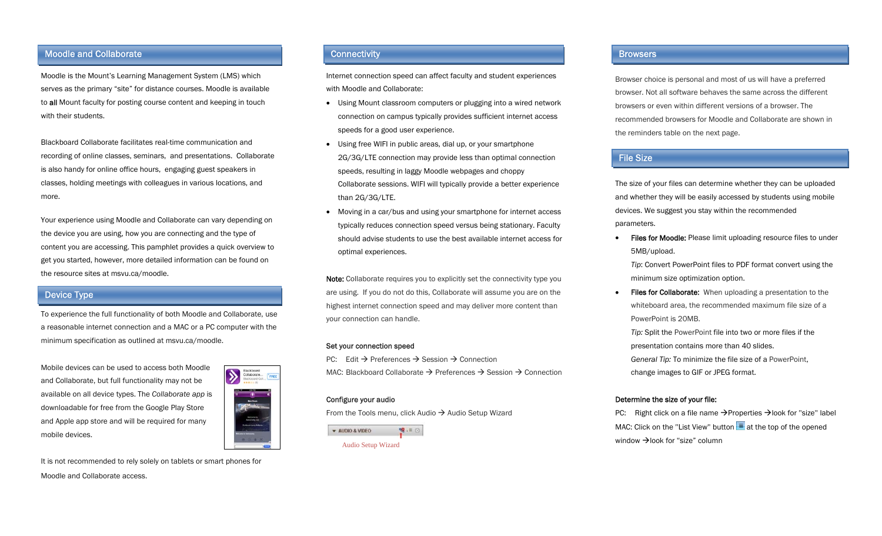## Moodle and Collaborate

Moodle is the Mount's Learning Management System (LMS) which serves as the primary "site" for distance courses. Moodle is available to **all** Mount faculty for posting course content and keeping in touch with their students.

Blackboard Collaborate facilitates real-time communication and recording of online classes, seminars, and presentations. Collaborate is also handy for online office hours, engaging guest speakers in classes, holding meetings with colleagues in various locations, and more.

Your experience using Moodle and Collaborate can vary depending on the device you are using, how you are connecting and the type of content you are accessing. This pamphlet provides a quick overview to get you started, however, more detailed information can be found on the resource sites at msvu.ca/moodle.

## Device Type

To experience the full functionality of both Moodle and Collaborate, use a reasonable internet connection and a MAC or a PC computer with the minimum specification as outlined at msvu.ca/moodle.

Mobile devices can be used to access both Moodle and Collaborate, but full functionality may not be available on all device types. The *Collaborate app* is downloadable for free from the Google Play Store and Apple app store and will be required for many mobile devices.

It is not recommended to rely solely on tablets or smart phones for Moodle and Collaborate access.

## Connectivity

Internet connection speed can affect faculty and student experiences with Moodle and Collaborate:

- Using Mount classroom computers or plugging into a wired network connection on campus typically provides sufficient internet access speeds for a good user experience.
- Using free WIFI in public areas, dial up, or your smartphone 2G/3G/LTE connection may provide less than optimal connection speeds, resulting in laggy Moodle webpages and choppy Collaborate sessions. WIFI will typically provide a better experience than 2G/3G/LTE.
- Moving in a car/bus and using your smartphone for internet access typically reduces connection speed versus being stationary. Faculty should advise students to use the best available internet access for optimal experiences.

**Note:** Collaborate requires you to explicitly set the connectivity type you are using. If you do not do this, Collaborate will assume you are on the highest internet connection speed and may deliver more content than your connection can handle.

**Set your connection speed**

PC: Edit → Preferences → Session → Connection

MAC: Blackboard Collaborate → Preferences → Session → Connection

**Configure your audio**

From the Tools menu, click Audio → Audio Setup Wizard

Audio Setup Wizard

## Browsers

Browser choice is personal and most of us will have a preferred browser. Not all software behaves the same across the different browsers or even within different versions of a browser. The recommended browsers for Moodle and Collaborate are shown in the reminders table on the next page.

## File Size

The size of your files can determine whether they can be uploaded and whether they will be easily accessed by students using mobile devices. We suggest you stay within the recommended parameters.

- **Files for Moodle:** Please limit uploading resource files to under 5MB/upload.
  *Tip*: Convert PowerPoint files to PDF format convert using the minimum size optimization option.
- **Files for Collaborate:** When uploading a presentation to the whiteboard area, the recommended maximum file size of a PowerPoint is 20MB.
  *Tip:* Split the PowerPoint file into two or more files if the presentation contains more than 40 slides.
  *General Tip:* To minimize the file size of a PowerPoint, change images to GIF or JPEG format.

**Determine the size of your file:**

PC: Right click on a file name → Properties → look for "size" label

MAC: Click on the "List View" button at the top of the opened window → look for "size" column